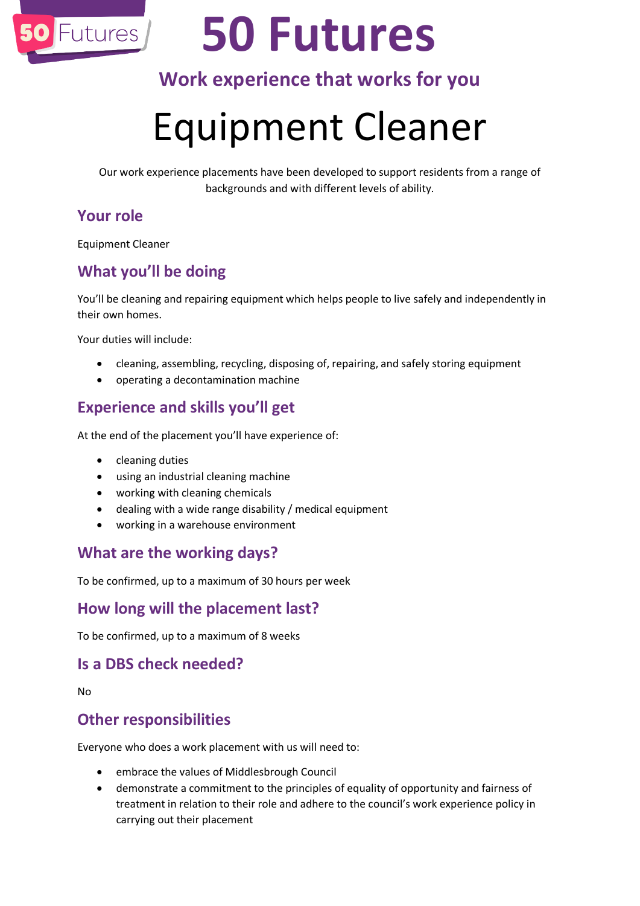# 50 Futures

## Work experience that works for you

# Equipment Cleaner

Our work experience placements have been developed to support residents from a range of backgrounds and with different levels of ability.

## Your role

Equipment Cleaner

## What you'll be doing

You'll be cleaning and repairing equipment which helps people to live safely and independently in their own homes.

Your duties will include:

- cleaning, assembling, recycling, disposing of, repairing, and safely storing equipment
- operating a decontamination machine

## Experience and skills you'll get

At the end of the placement you'll have experience of:

- cleaning duties
- using an industrial cleaning machine
- working with cleaning chemicals
- dealing with a wide range disability / medical equipment
- working in a warehouse environment

## What are the working days?

To be confirmed, up to a maximum of 30 hours per week

## How long will the placement last?

To be confirmed, up to a maximum of 8 weeks

## Is a DBS check needed?

No

## Other responsibilities

Everyone who does a work placement with us will need to:

- embrace the values of Middlesbrough Council
- demonstrate a commitment to the principles of equality of opportunity and fairness of treatment in relation to their role and adhere to the council's work experience policy in carrying out their placement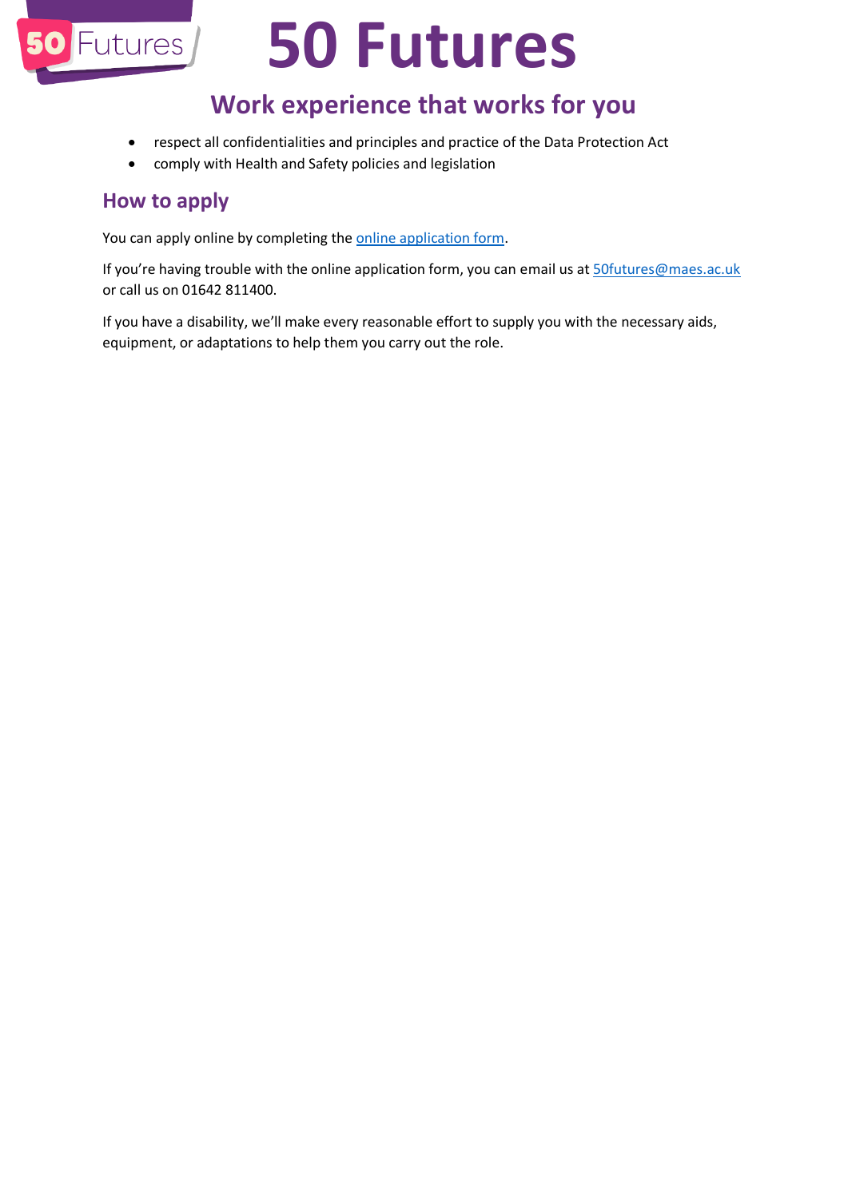- respect all confidentialities and principles and practice of the Data Protection Act
- comply with Health and Safety policies and legislation

## How to apply

You can apply online by completing the [online application form]().

If you're having trouble with the online application form, you can email us at [50futures@maes.ac.uk](mailto:50futures@maes.ac.uk) or call us on 01642 811400.

If you have a disability, we'll make every reasonable effort to supply you with the necessary aids, equipment, or adaptations to help them you carry out the role.